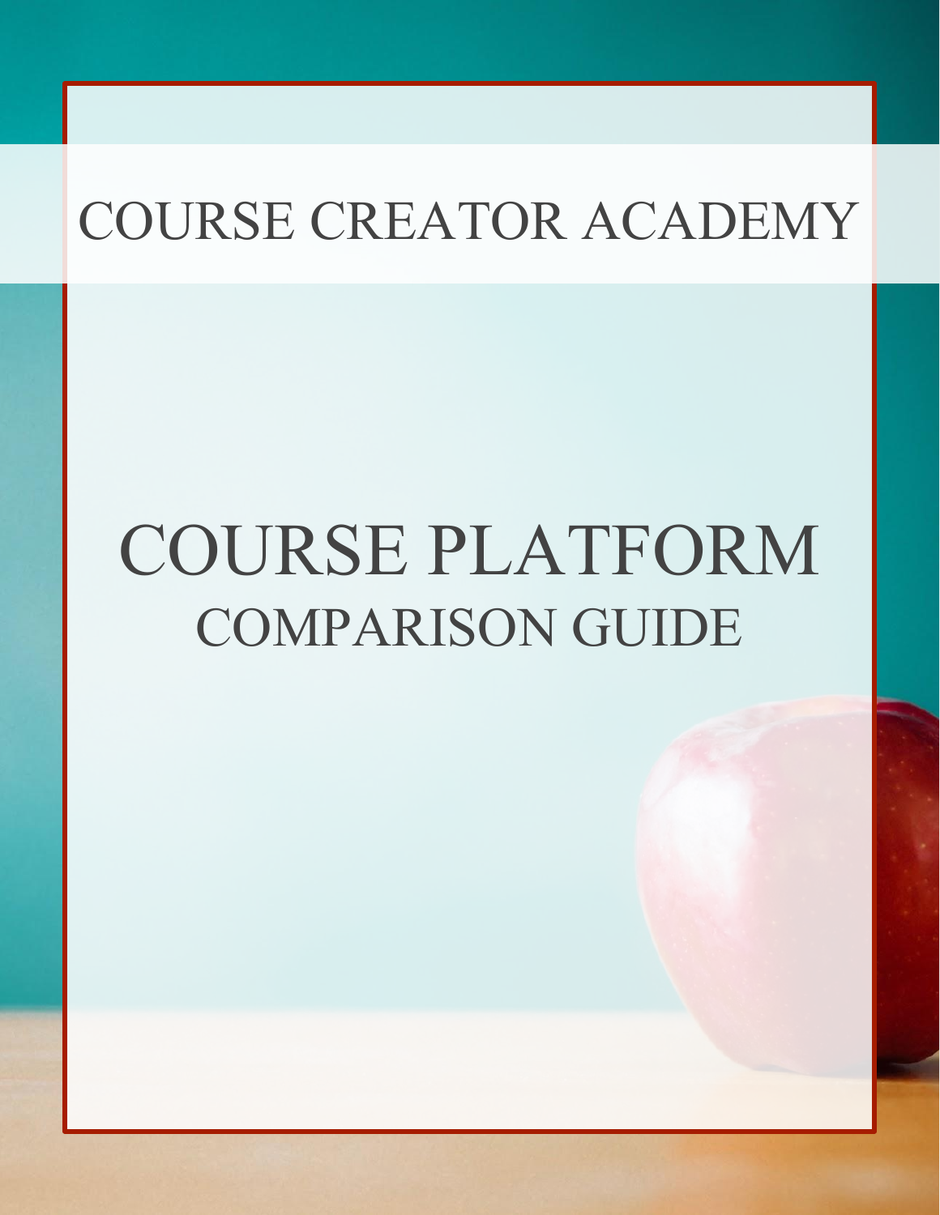COURSE CREATOR ACADEMY

# COURSE PLATFORM

## COMPARISON GUIDE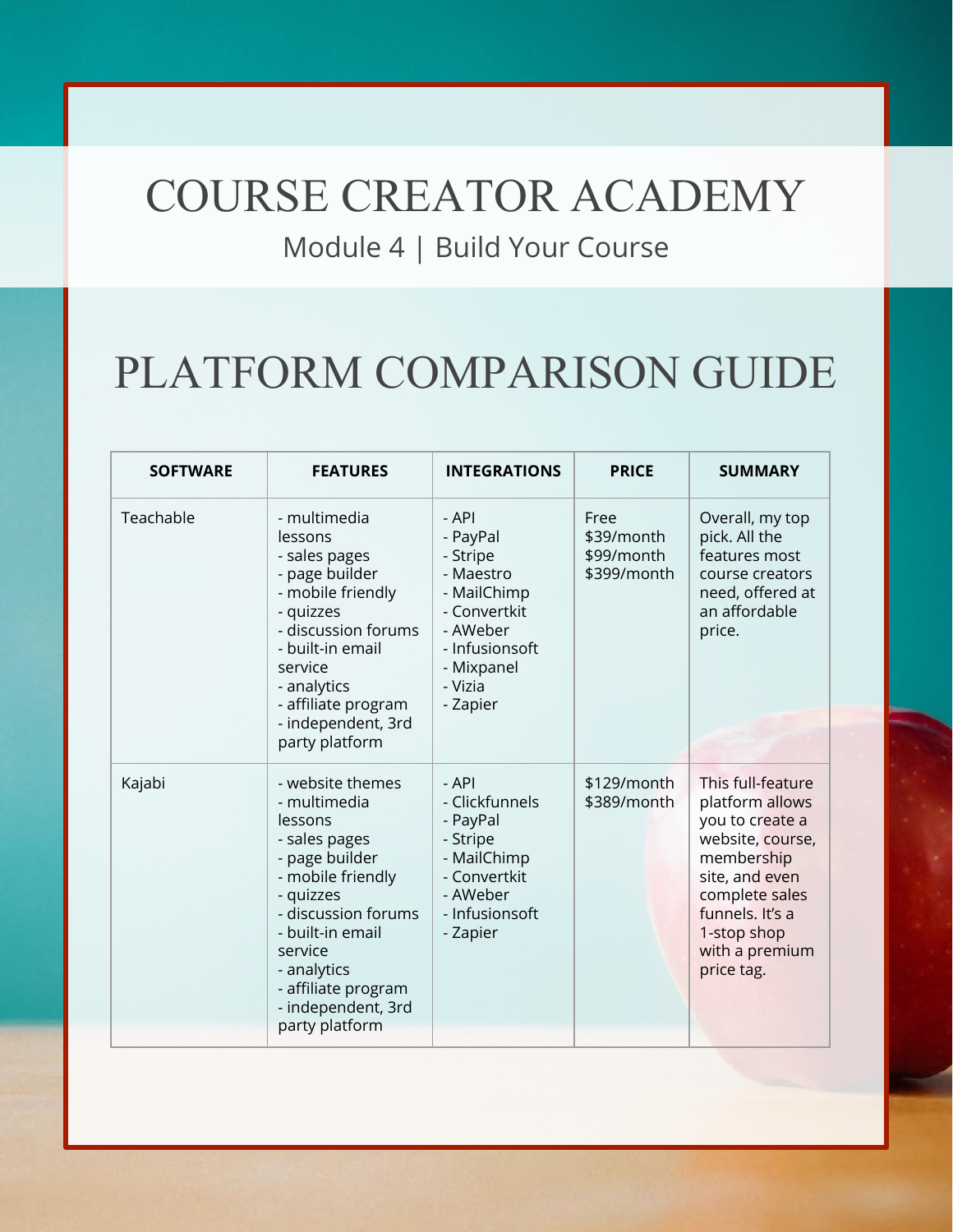# COURSE CREATOR ACADEMY

Module 4 | Build Your Course

## PLATFORM COMPARISON GUIDE

| SOFTWARE | FEATURES | INTEGRATIONS | PRICE | SUMMARY |
|---|---|---|---|---|
| Teachable | - multimedia lessons<br>- sales pages<br>- page builder<br>- mobile friendly<br>- quizzes<br>- discussion forums<br>- built-in email service<br>- analytics<br>- affiliate program<br>- independent, 3rd party platform | - API<br>- PayPal<br>- Stripe<br>- Maestro<br>- MailChimp<br>- Convertkit<br>- AWeber<br>- Infusionsoft<br>- Mixpanel<br>- Vizia<br>- Zapier | Free<br>$39/month<br>$99/month<br>$399/month | Overall, my top pick. All the features most course creators need, offered at an affordable price. |
| Kajabi | - website themes<br>- multimedia lessons<br>- sales pages<br>- page builder<br>- mobile friendly<br>- quizzes<br>- discussion forums<br>- built-in email service<br>- analytics<br>- affiliate program<br>- independent, 3rd party platform | - API<br>- Clickfunnels<br>- PayPal<br>- Stripe<br>- MailChimp<br>- Convertkit<br>- AWeber<br>- Infusionsoft<br>- Zapier | $129/month<br>$389/month | This full-feature platform allows you to create a website, course, membership site, and even complete sales funnels. It's a 1-stop shop with a premium price tag. |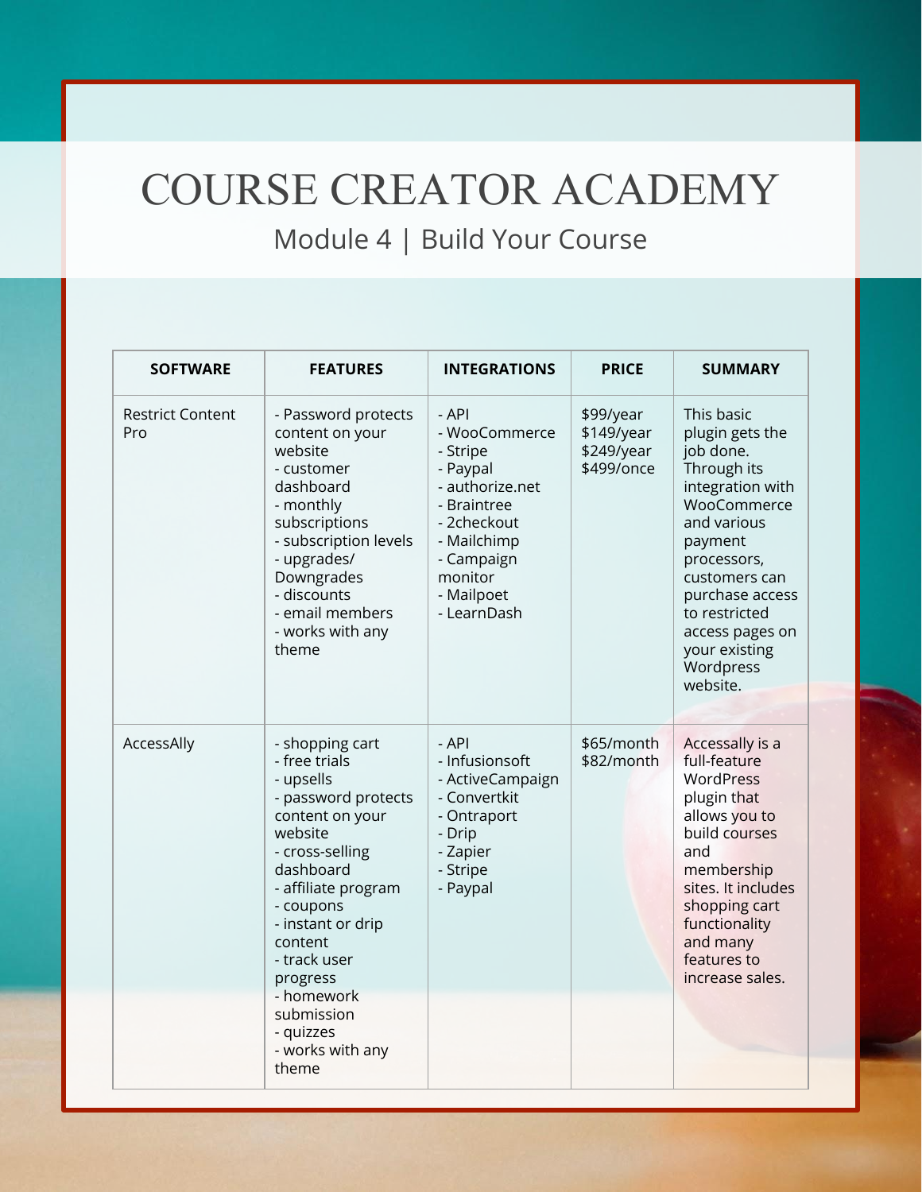# COURSE CREATOR ACADEMY

## Module 4 | Build Your Course

| SOFTWARE | FEATURES | INTEGRATIONS | PRICE | SUMMARY |
|---|---|---|---|---|
| Restrict Content Pro | - Password protects content on your website<br>- customer dashboard<br>- monthly subscriptions<br>- subscription levels<br>- upgrades/ Downgrades<br>- discounts<br>- email members<br>- works with any theme | - API<br>- WooCommerce<br>- Stripe<br>- Paypal<br>- authorize.net<br>- Braintree<br>- 2checkout<br>- Mailchimp<br>- Campaign monitor<br>- Mailpoet<br>- LearnDash | $99/year<br>$149/year<br>$249/year<br>$499/once | This basic plugin gets the job done. Through its integration with WooCommerce and various payment processors, customers can purchase access to restricted access pages on your existing Wordpress website. |
| AccessAlly | - shopping cart<br>- free trials<br>- upsells<br>- password protects content on your website<br>- cross-selling dashboard<br>- affiliate program<br>- coupons<br>- instant or drip content<br>- track user progress<br>- homework submission<br>- quizzes<br>- works with any theme | - API<br>- Infusionsoft<br>- ActiveCampaign<br>- Convertkit<br>- Ontraport<br>- Drip<br>- Zapier<br>- Stripe<br>- Paypal | $65/month<br>$82/month | Accessally is a full-feature WordPress plugin that allows you to build courses and membership sites. It includes shopping cart functionality and many features to increase sales. |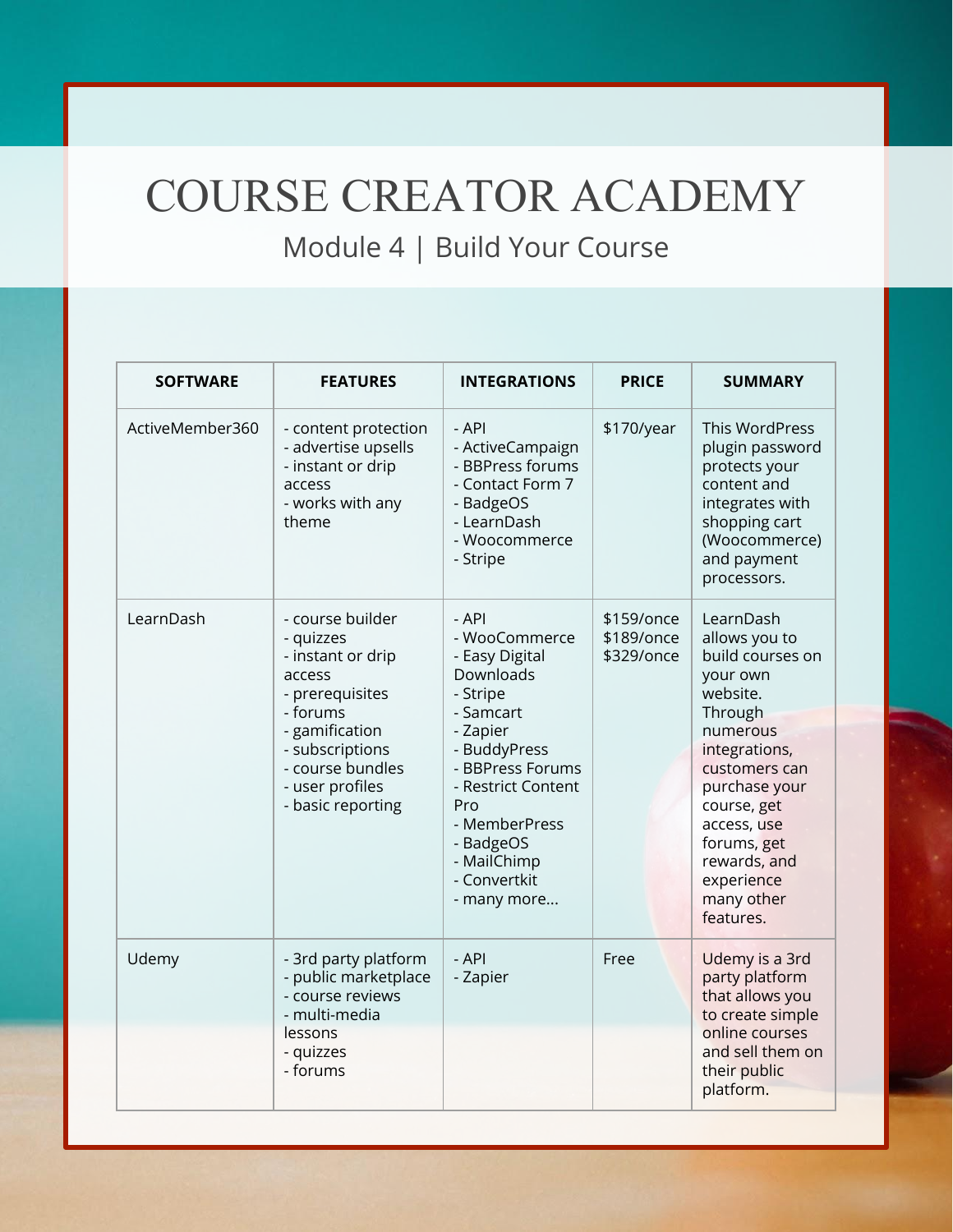# COURSE CREATOR ACADEMY

## Module 4 | Build Your Course

| SOFTWARE | FEATURES | INTEGRATIONS | PRICE | SUMMARY |
| --- | --- | --- | --- | --- |
| ActiveMember360 | - content protection<br>- advertise upsells<br>- instant or drip access<br>- works with any theme | - API<br>- ActiveCampaign<br>- BBPress forums<br>- Contact Form 7<br>- BadgeOS<br>- LearnDash<br>- Woocommerce<br>- Stripe | $170/year | This WordPress plugin password protects your content and integrates with shopping cart (Woocommerce) and payment processors. |
| LearnDash | - course builder<br>- quizzes<br>- instant or drip access<br>- prerequisites<br>- forums<br>- gamification<br>- subscriptions<br>- course bundles<br>- user profiles<br>- basic reporting | - API<br>- WooCommerce<br>- Easy Digital Downloads<br>- Stripe<br>- Samcart<br>- Zapier<br>- BuddyPress<br>- BBPress Forums<br>- Restrict Content Pro<br>- MemberPress<br>- BadgeOS<br>- MailChimp<br>- Convertkit<br>- many more... | $159/once<br>$189/once<br>$329/once | LearnDash allows you to build courses on your own website. Through numerous integrations, customers can purchase your course, get access, use forums, get rewards, and experience many other features. |
| Udemy | - 3rd party platform<br>- public marketplace<br>- course reviews<br>- multi-media lessons<br>- quizzes<br>- forums | - API<br>- Zapier | Free | Udemy is a 3rd party platform that allows you to create simple online courses and sell them on their public platform. |